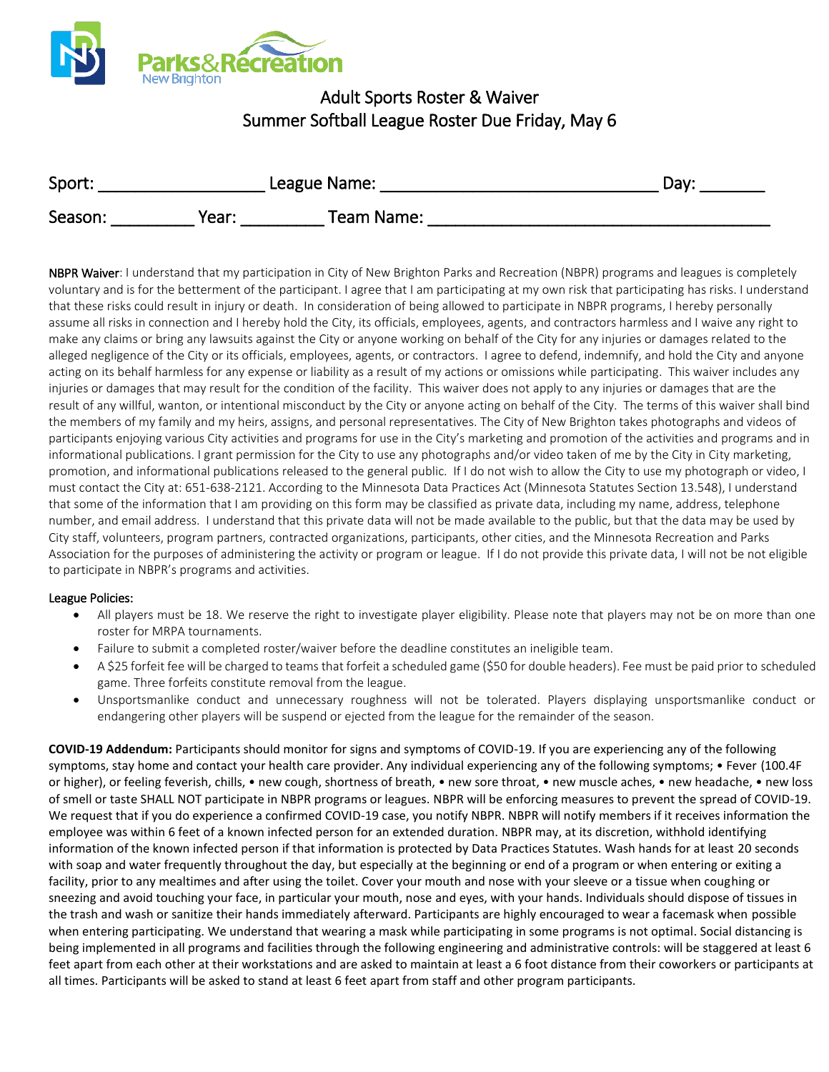Parks&Recreation
New Brighton

# Adult Sports Roster & Waiver
## Summer Softball League Roster Due Friday, May 6

Sport: ___________________ League Name: ________________________________ Day: _______

Season: _________ Year: _________ Team Name: _______________________________________

**NBPR Waiver**: I understand that my participation in City of New Brighton Parks and Recreation (NBPR) programs and leagues is completely voluntary and is for the betterment of the participant. I agree that I am participating at my own risk that participating has risks. I understand that these risks could result in injury or death. In consideration of being allowed to participate in NBPR programs, I hereby personally assume all risks in connection and I hereby hold the City, its officials, employees, agents, and contractors harmless and I waive any right to make any claims or bring any lawsuits against the City or anyone working on behalf of the City for any injuries or damages related to the alleged negligence of the City or its officials, employees, agents, or contractors. I agree to defend, indemnify, and hold the City and anyone acting on its behalf harmless for any expense or liability as a result of my actions or omissions while participating. This waiver includes any injuries or damages that may result for the condition of the facility. This waiver does not apply to any injuries or damages that are the result of any willful, wanton, or intentional misconduct by the City or anyone acting on behalf of the City. The terms of this waiver shall bind the members of my family and my heirs, assigns, and personal representatives. The City of New Brighton takes photographs and videos of participants enjoying various City activities and programs for use in the City's marketing and promotion of the activities and programs and in informational publications. I grant permission for the City to use any photographs and/or video taken of me by the City in City marketing, promotion, and informational publications released to the general public. If I do not wish to allow the City to use my photograph or video, I must contact the City at: 651-638-2121. According to the Minnesota Data Practices Act (Minnesota Statutes Section 13.548), I understand that some of the information that I am providing on this form may be classified as private data, including my name, address, telephone number, and email address. I understand that this private data will not be made available to the public, but that the data may be used by City staff, volunteers, program partners, contracted organizations, participants, other cities, and the Minnesota Recreation and Parks Association for the purposes of administering the activity or program or league. If I do not provide this private data, I will not be not eligible to participate in NBPR's programs and activities.

League Policies:

- All players must be 18. We reserve the right to investigate player eligibility. Please note that players may not be on more than one roster for MRPA tournaments.
- Failure to submit a completed roster/waiver before the deadline constitutes an ineligible team.
- A $25 forfeit fee will be charged to teams that forfeit a scheduled game ($50 for double headers). Fee must be paid prior to scheduled game. Three forfeits constitute removal from the league.
- Unsportsmanlike conduct and unnecessary roughness will not be tolerated. Players displaying unsportsmanlike conduct or endangering other players will be suspend or ejected from the league for the remainder of the season.

**COVID-19 Addendum:** Participants should monitor for signs and symptoms of COVID-19. If you are experiencing any of the following symptoms, stay home and contact your health care provider. Any individual experiencing any of the following symptoms; • Fever (100.4F or higher), or feeling feverish, chills, • new cough, shortness of breath, • new sore throat, • new muscle aches, • new headache, • new loss of smell or taste SHALL NOT participate in NBPR programs or leagues. NBPR will be enforcing measures to prevent the spread of COVID-19. We request that if you do experience a confirmed COVID-19 case, you notify NBPR. NBPR will notify members if it receives information the employee was within 6 feet of a known infected person for an extended duration. NBPR may, at its discretion, withhold identifying information of the known infected person if that information is protected by Data Practices Statutes. Wash hands for at least 20 seconds with soap and water frequently throughout the day, but especially at the beginning or end of a program or when entering or exiting a facility, prior to any mealtimes and after using the toilet. Cover your mouth and nose with your sleeve or a tissue when coughing or sneezing and avoid touching your face, in particular your mouth, nose and eyes, with your hands. Individuals should dispose of tissues in the trash and wash or sanitize their hands immediately afterward. Participants are highly encouraged to wear a facemask when possible when entering participating. We understand that wearing a mask while participating in some programs is not optimal. Social distancing is being implemented in all programs and facilities through the following engineering and administrative controls: will be staggered at least 6 feet apart from each other at their workstations and are asked to maintain at least a 6 foot distance from their coworkers or participants at all times. Participants will be asked to stand at least 6 feet apart from staff and other program participants.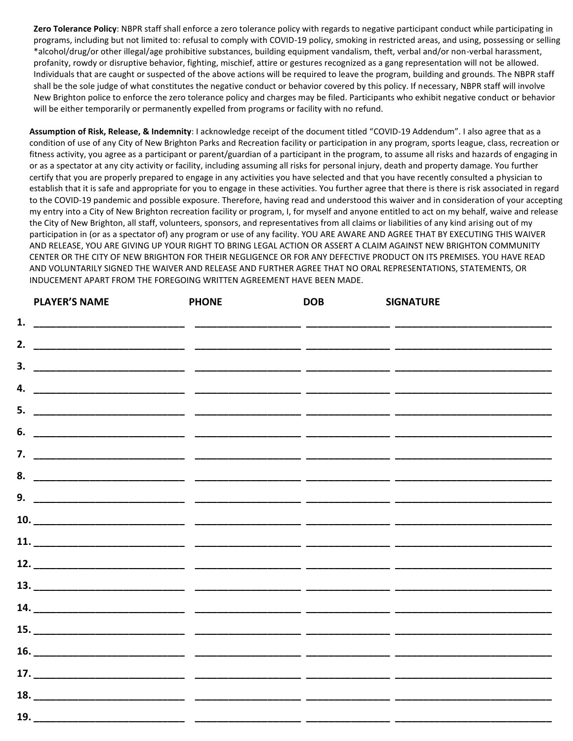**Zero Tolerance Policy**: NBPR staff shall enforce a zero tolerance policy with regards to negative participant conduct while participating in programs, including but not limited to: refusal to comply with COVID-19 policy, smoking in restricted areas, and using, possessing or selling *alcohol/drug/or other illegal/age prohibitive substances, building equipment vandalism, theft, verbal and/or non-verbal harassment, profanity, rowdy or disruptive behavior, fighting, mischief, attire or gestures recognized as a gang representation will not be allowed. Individuals that are caught or suspected of the above actions will be required to leave the program, building and grounds. The NBPR staff shall be the sole judge of what constitutes the negative conduct or behavior covered by this policy. If necessary, NBPR staff will involve New Brighton police to enforce the zero tolerance policy and charges may be filed. Participants who exhibit negative conduct or behavior will be either temporarily or permanently expelled from programs or facility with no refund.

**Assumption of Risk, Release, & Indemnity**: I acknowledge receipt of the document titled "COVID-19 Addendum". I also agree that as a condition of use of any City of New Brighton Parks and Recreation facility or participation in any program, sports league, class, recreation or fitness activity, you agree as a participant or parent/guardian of a participant in the program, to assume all risks and hazards of engaging in or as a spectator at any city activity or facility, including assuming all risks for personal injury, death and property damage. You further certify that you are properly prepared to engage in any activities you have selected and that you have recently consulted a physician to establish that it is safe and appropriate for you to engage in these activities. You further agree that there is there is risk associated in regard to the COVID-19 pandemic and possible exposure. Therefore, having read and understood this waiver and in consideration of your accepting my entry into a City of New Brighton recreation facility or program, I, for myself and anyone entitled to act on my behalf, waive and release the City of New Brighton, all staff, volunteers, sponsors, and representatives from all claims or liabilities of any kind arising out of my participation in (or as a spectator of) any program or use of any facility. YOU ARE AWARE AND AGREE THAT BY EXECUTING THIS WAIVER AND RELEASE, YOU ARE GIVING UP YOUR RIGHT TO BRING LEGAL ACTION OR ASSERT A CLAIM AGAINST NEW BRIGHTON COMMUNITY CENTER OR THE CITY OF NEW BRIGHTON FOR THEIR NEGLIGENCE OR FOR ANY DEFECTIVE PRODUCT ON ITS PREMISES. YOU HAVE READ AND VOLUNTARILY SIGNED THE WAIVER AND RELEASE AND FURTHER AGREE THAT NO ORAL REPRESENTATIONS, STATEMENTS, OR INDUCEMENT APART FROM THE FOREGOING WRITTEN AGREEMENT HAVE BEEN MADE.

| | PLAYER'S NAME | PHONE | DOB | SIGNATURE |
|---|---|---|---|---|
| 1. | | | | |
| 2. | | | | |
| 3. | | | | |
| 4. | | | | |
| 5. | | | | |
| 6. | | | | |
| 7. | | | | |
| 8. | | | | |
| 9. | | | | |
| 10. | | | | |
| 11. | | | | |
| 12. | | | | |
| 13. | | | | |
| 14. | | | | |
| 15. | | | | |
| 16. | | | | |
| 17. | | | | |
| 18. | | | | |
| 19. | | | | |